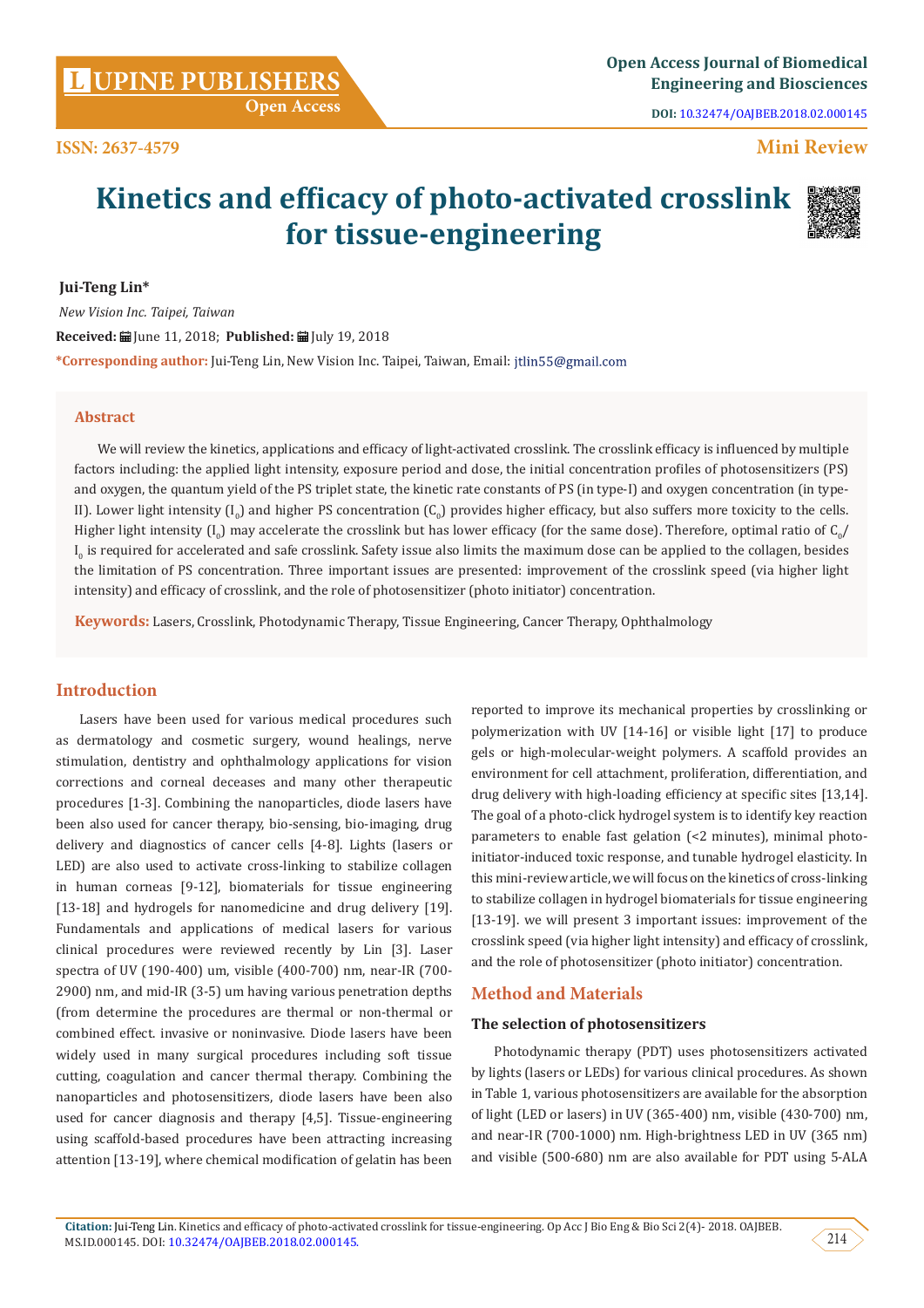ISSN: 2637-4579

Mini Review

# Kinetics and efficacy of photo-activated crosslink for tissue-engineering

**Jui-Teng Lin***

*New Vision Inc. Taipei, Taiwan*

**Received:** June 11, 2018; **Published:** July 19, 2018

***Corresponding author:** Jui-Teng Lin, New Vision Inc. Taipei, Taiwan, Email: jtlin55@gmail.com

## Abstract

We will review the kinetics, applications and efficacy of light-activated crosslink. The crosslink efficacy is influenced by multiple factors including: the applied light intensity, exposure period and dose, the initial concentration profiles of photosensitizers (PS) and oxygen, the quantum yield of the PS triplet state, the kinetic rate constants of PS (in type-I) and oxygen concentration (in type-II). Lower light intensity ($I_0$) and higher PS concentration ($C_0$) provides higher efficacy, but also suffers more toxicity to the cells. Higher light intensity ($I_0$) may accelerate the crosslink but has lower efficacy (for the same dose). Therefore, optimal ratio of $C_0/I_0$ is required for accelerated and safe crosslink. Safety issue also limits the maximum dose can be applied to the collagen, besides the limitation of PS concentration. Three important issues are presented: improvement of the crosslink speed (via higher light intensity) and efficacy of crosslink, and the role of photosensitizer (photo initiator) concentration.

**Keywords:** Lasers, Crosslink, Photodynamic Therapy, Tissue Engineering, Cancer Therapy, Ophthalmology

## Introduction

Lasers have been used for various medical procedures such as dermatology and cosmetic surgery, wound healings, nerve stimulation, dentistry and ophthalmology applications for vision corrections and corneal deceases and many other therapeutic procedures [1-3]. Combining the nanoparticles, diode lasers have been also used for cancer therapy, bio-sensing, bio-imaging, drug delivery and diagnostics of cancer cells [4-8]. Lights (lasers or LED) are also used to activate cross-linking to stabilize collagen in human corneas [9-12], biomaterials for tissue engineering [13-18] and hydrogels for nanomedicine and drug delivery [19]. Fundamentals and applications of medical lasers for various clinical procedures were reviewed recently by Lin [3]. Laser spectra of UV (190-400) um, visible (400-700) nm, near-IR (700-2900) nm, and mid-IR (3-5) um having various penetration depths (from determine the procedures are thermal or non-thermal or combined effect. invasive or noninvasive. Diode lasers have been widely used in many surgical procedures including soft tissue cutting, coagulation and cancer thermal therapy. Combining the nanoparticles and photosensitizers, diode lasers have been also used for cancer diagnosis and therapy [4,5]. Tissue-engineering using scaffold-based procedures have been attracting increasing attention [13-19], where chemical modification of gelatin has been reported to improve its mechanical properties by crosslinking or polymerization with UV [14-16] or visible light [17] to produce gels or high-molecular-weight polymers. A scaffold provides an environment for cell attachment, proliferation, differentiation, and drug delivery with high-loading efficiency at specific sites [13,14]. The goal of a photo-click hydrogel system is to identify key reaction parameters to enable fast gelation (<2 minutes), minimal photo-initiator-induced toxic response, and tunable hydrogel elasticity. In this mini-review article, we will focus on the kinetics of cross-linking to stabilize collagen in hydrogel biomaterials for tissue engineering [13-19]. we will present 3 important issues: improvement of the crosslink speed (via higher light intensity) and efficacy of crosslink, and the role of photosensitizer (photo initiator) concentration.

## Method and Materials

### The selection of photosensitizers

Photodynamic therapy (PDT) uses photosensitizers activated by lights (lasers or LEDs) for various clinical procedures. As shown in Table 1, various photosensitizers are available for the absorption of light (LED or lasers) in UV (365-400) nm, visible (430-700) nm, and near-IR (700-1000) nm. High-brightness LED in UV (365 nm) and visible (500-680) nm are also available for PDT using 5-ALA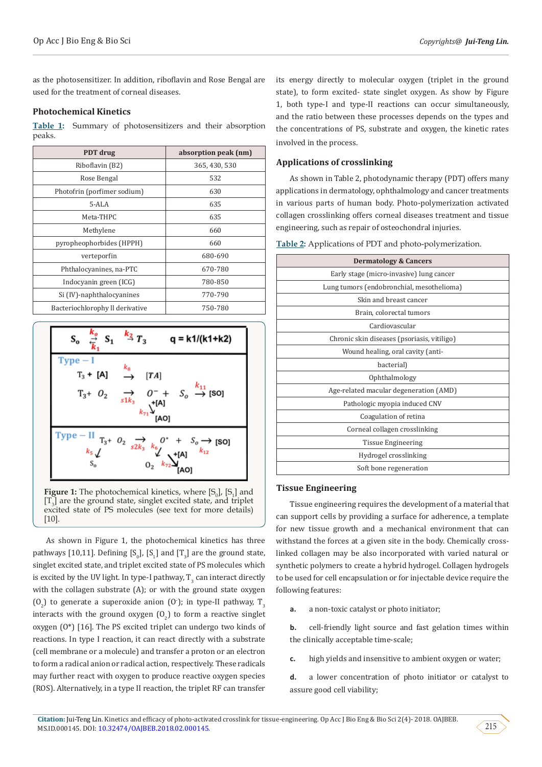as the photosensitizer. In addition, riboflavin and Rose Bengal are used for the treatment of corneal diseases.

## Photochemical Kinetics

**Table 1:** Summary of photosensitizers and their absorption peaks.

| PDT drug | absorption peak (nm) |
|---|---|
| Riboflavin (B2) | 365, 430, 530 |
| Rose Bengal | 532 |
| Photofrin (porfimer sodium) | 630 |
| 5-ALA | 635 |
| Meta-THPC | 635 |
| Methylene | 660 |
| pyropheophorbides (HPPH) | 660 |
| verteporfin | 680-690 |
| Phthalocyanines, na-PTC | 670-780 |
| Indocyanin green (ICG) | 780-850 |
| Si (IV)-naphthalocyanines | 770-790 |
| Bacteriochlorophy ll derivative | 750-780 |

**Figure 1:** The photochemical kinetics, where [$S_0$], [$S_1$] and [$T_3$] are the ground state, singlet excited state, and triplet excited state of PS molecules (see text for more details) [10].

As shown in Figure 1, the photochemical kinetics has three pathways [10,11]. Defining [$S_0$], [$S_1$] and [$T_3$] are the ground state, singlet excited state, and triplet excited state of PS molecules which is excited by the UV light. In type-I pathway, $T_3$ can interact directly with the collagen substrate (A); or with the ground state oxygen ($O_2$) to generate a superoxide anion ($O^-$); in type-II pathway, $T_3$ interacts with the ground oxygen ($O_2$) to form a reactive singlet oxygen ($O^*$) [16]. The PS excited triplet can undergo two kinds of reactions. In type I reaction, it can react directly with a substrate (cell membrane or a molecule) and transfer a proton or an electron to form a radical anion or radical action, respectively. These radicals may further react with oxygen to produce reactive oxygen species (ROS). Alternatively, in a type II reaction, the triplet RF can transfer its energy directly to molecular oxygen (triplet in the ground state), to form excited- state singlet oxygen. As show by Figure 1, both type-I and type-II reactions can occur simultaneously, and the ratio between these processes depends on the types and the concentrations of PS, substrate and oxygen, the kinetic rates involved in the process.

## Applications of crosslinking

As shown in Table 2, photodynamic therapy (PDT) offers many applications in dermatology, ophthalmology and cancer treatments in various parts of human body. Photo-polymerization activated collagen crosslinking offers corneal diseases treatment and tissue engineering, such as repair of osteochondral injuries.

**Table 2:** Applications of PDT and photo-polymerization.

| Dermatology & Cancers |
|---|
| Early stage (micro-invasive) lung cancer |
| Lung tumors (endobronchial, mesothelioma) |
| Skin and breast cancer |
| Brain, colorectal tumors |
| Cardiovascular |
| Chronic skin diseases (psoriasis, vitiligo) |
| Wound healing, oral cavity (anti- |
| bacterial) |
| Ophthalmology |
| Age-related macular degeneration (AMD) |
| Pathologic myopia induced CNV |
| Coagulation of retina |
| Corneal collagen crosslinking |
| Tissue Engineering |
| Hydrogel crosslinking |
| Soft bone regeneration |

## Tissue Engineering

Tissue engineering requires the development of a material that can support cells by providing a surface for adherence, a template for new tissue growth and a mechanical environment that can withstand the forces at a given site in the body. Chemically cross-linked collagen may be also incorporated with varied natural or synthetic polymers to create a hybrid hydrogel. Collagen hydrogels to be used for cell encapsulation or for injectable device require the following features:

a. a non-toxic catalyst or photo initiator;

b. cell-friendly light source and fast gelation times within the clinically acceptable time-scale;

c. high yields and insensitive to ambient oxygen or water;

d. a lower concentration of photo initiator or catalyst to assure good cell viability;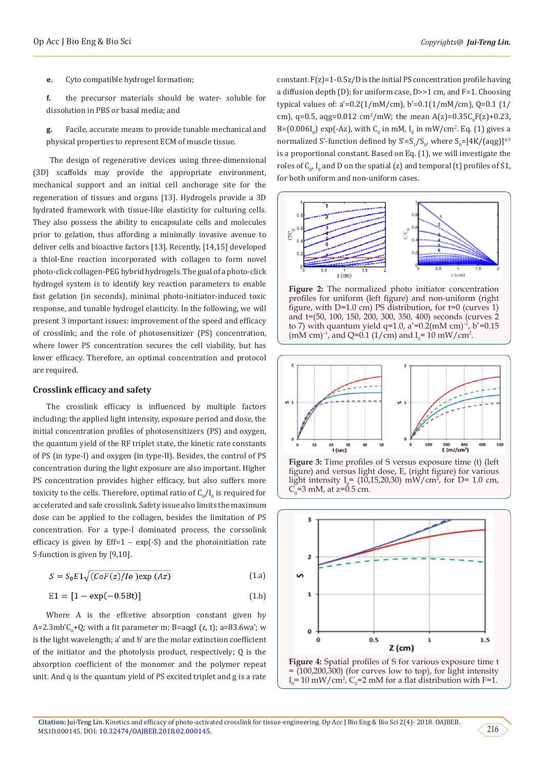e. Cyto compatible hydrogel formation;

f. the precursor materials should be water- soluble for dissolution in PBS or basal media; and

g. Facile, accurate means to provide tunable mechanical and physical properties to represent ECM of muscle tissue.

The design of regenerative devices using three-dimensional (3D) scaffolds may provide the appropriate environment, mechanical support and an initial cell anchorage site for the regeneration of tissues and organs [13]. Hydrogels provide a 3D hydrated framework with tissue-like elasticity for culturing cells. They also possess the ability to encapsulate cells and molecules prior to gelation, thus affording a minimally invasive avenue to deliver cells and bioactive factors [13]. Recently, [14,15] developed a thiol-Ene reaction incorporated with collagen to form novel photo-click collagen-PEG hybrid hydrogels. The goal of a photo-click hydrogel system is to identify key reaction parameters to enable fast gelation (in seconds), minimal photo-initiator-induced toxic response, and tunable hydrogel elasticity. In the following, we will present 3 important issues: improvement of the speed and efficacy of crosslink; and the role of photosensitizer (PS) concentration, where lower PS concentration secures the cell viability, but has lower efficacy. Therefore, an optimal concentration and protocol are required.

## Crosslink efficacy and safety

The crosslink efficacy is influenced by multiple factors including: the applied light intensity, exposure period and dose, the initial concentration profiles of photosensitizers (PS) and oxygen, the quantum yield of the RF triplet state, the kinetic rate constants of PS (in type-I) and oxygen (in type-II). Besides, the control of PS concentration during the light exposure are also important. Higher PS concentration provides higher efficacy, but also suffers more toxicity to the cells. Therefore, optimal ratio of $C_0/I_0$ is required for accelerated and safe crosslink. Safety issue also limits the maximum dose can be applied to the collagen, besides the limitation of PS concentration. For a type-I dominated process, the corssolink efficacy is given by Eff=1 – exp(-S) and the photoinitiation rate S-function is given by [9,10].

$$S = S_0 E1\sqrt{(CoF(z)/Io)\exp(Az)} \quad (1.a)$$

$$E1 = [1 - \exp(-0.5Bt)] \quad (1.b)$$

Where A is the effcetive absorption constant given by $A=2.3mb'C_0+Q$; with a fit parameter m; B=aqgI (z, t); a=83.6wa'; w is the light wavelength; a' and b' are the molar extinction coefficient of the initiator and the photolysis product, respectively; Q is the absorption coefficient of the monomer and the polymer repeat unit. And q is the quantum yield of PS excited triplet and g is a rate constant. F(z)=1-0.5z/D is the initial PS concentration profile having a diffusion depth (D); for uniform case, D>>1 cm, and F=1. Choosing typical values of: a'=0.2(1/mM/cm), b'=0.1(1/mM/cm), Q=0.1 (1/cm), q=0.5, agg=0.012 $cm^2$/mW; the mean $A(z)=0.35C_0F(z)+0.23$, $B=(0.006I_0)\exp(-Az)$, with $C_0$ in mM, $I_0$ in mW/$cm^2$. Eq. (1) gives a normalized S'-function defined by $S'=S_1/S_0$, where $S_0=[4K/(aqg)]^{0.5}$ is a proportional constant. Based on Eq. (1), we will investigate the roles of $C_0$, $I_0$ and D on the spatial (z) and temporal (t) profiles of S1, for both uniform and non-uniform cases.

**Figure 2:** The normalized photo initiator concentration profiles for uniform (left figure) and non-uniform (right figure, with D=1.0 cm) PS distribution, for t=0 (curves 1) and t=(50, 100, 150, 200, 300, 350, 400) seconds (curves 2 to 7) with quantum yield q=1.0, $a'=0.2(mM\ cm)^{-1}$, $b'=0.15\ (mM\ cm)^{-1}$, and Q=0.1 (1/cm) and $I_0$= 10 mW/$cm^2$.

**Figure 3:** Time profiles of S versus exposure time (t) (left figure) and versus light dose, E, (right figure) for various light intensity $I_0$= (10,15,20,30) mW/$cm^2$, for D= 1.0 cm, $C_0$=3 mM, at z=0.5 cm.

**Figure 4:** Spatial profiles of S for various exposure time t = (100,200,300) (for curves low to top), for light intensity $I_0$= 10 mW/$cm^2$, $C_0$=2 mM for a flat distribution with F=1.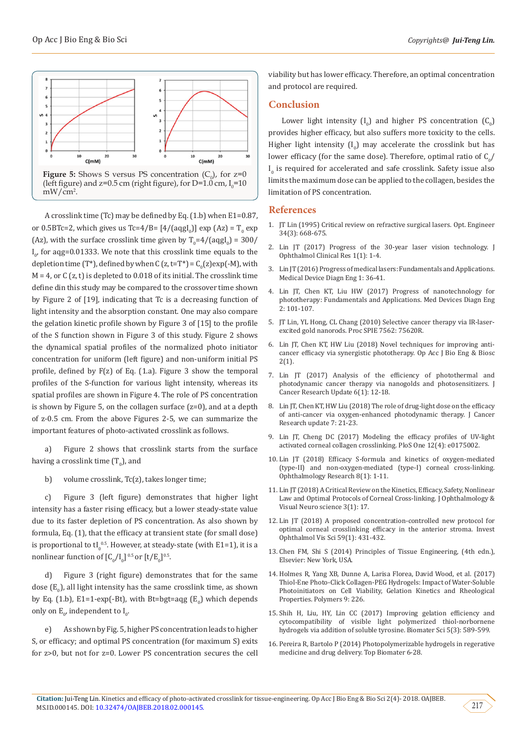Figure 5: Shows S versus PS concentration ($C_0$), for z=0 (left figure) and z=0.5 cm (right figure), for D=1.0 cm, $I_0$=10 mW/cm$^2$.

A crosslink time (Tc) may be defined by Eq. (1.b) when E1=0.87, or 0.5BTc=2, which gives us Tc=4/B= [4/(aqg$I_0$)] exp (Az) = $T_0$ exp (Az), with the surface crosslink time given by $T_0$=4/(aqg$I_0$) = 300/$I_0$, for aqg=0.01333. We note that this crosslink time is equal to the depletion time (T*), defined by when C (z, t=T*) = $C_0$(z)exp(-M), with M = 4, or C (z, t) is depleted to 0.018 of its initial. The crosslink time define din this study may be compared to the crossover time shown by Figure 2 of [19], indicating that Tc is a decreasing function of light intensity and the absorption constant. One may also compare the gelation kinetic profile shown by Figure 3 of [15] to the profile of the S function shown in Figure 3 of this study. Figure 2 shows the dynamical spatial profiles of the normalized photo initiator concentration for uniform (left figure) and non-uniform initial PS profile, defined by F(z) of Eq. (1.a). Figure 3 show the temporal profiles of the S-function for various light intensity, whereas its spatial profiles are shown in Figure 4. The role of PS concentration is shown by Figure 5, on the collagen surface (z=0), and at a depth of z-0.5 cm. From the above Figures 2-5, we can summarize the important features of photo-activated crosslink as follows.

a) Figure 2 shows that crosslink starts from the surface having a crosslink time ($T_0$), and

b) volume crosslink, Tc(z), takes longer time;

c) Figure 3 (left figure) demonstrates that higher light intensity has a faster rising efficacy, but a lower steady-state value due to its faster depletion of PS concentration. As also shown by formula, Eq. (1), that the efficacy at transient state (for small dose) is proportional to t$I_0^{0.5}$. However, at steady-state (with E1=1), it is a nonlinear function of $[C_0/I_0]^{0.5}$ or $[t/E_0]^{0.5}$.

d) Figure 3 (right figure) demonstrates that for the same dose ($E_0$), all light intensity has the same crosslink time, as shown by Eq. (1.b), E1=1-exp(-Bt), with Bt=bgt=aqg ($E_0$) which depends only on $E_0$, independent to $I_0$.

e) As shown by Fig. 5, higher PS concentration leads to higher S, or efficacy; and optimal PS concentration (for maximum S) exits for z>0, but not for z=0. Lower PS concentration secures the cell viability but has lower efficacy. Therefore, an optimal concentration and protocol are required.

## Conclusion

Lower light intensity ($I_0$) and higher PS concentration ($C_0$) provides higher efficacy, but also suffers more toxicity to the cells. Higher light intensity ($I_0$) may accelerate the crosslink but has lower efficacy (for the same dose). Therefore, optimal ratio of $C_0$/$I_0$ is required for accelerated and safe crosslink. Safety issue also limits the maximum dose can be applied to the collagen, besides the limitation of PS concentration.

## References

1. JT Lin (1995) Critical review on refractive surgical lasers. Opt. Engineer 34(3): 668-675.
2. Lin JT (2017) Progress of the 30-year laser vision technology. J Ophthalmol Clinical Res 1(1): 1-4.
3. Lin JT (2016) Progress of medical lasers: Fundamentals and Applications. Medical Device Diagn Eng 1: 36-41.
4. Lin JT, Chen KT, Liu HW (2017) Progress of nanotechnology for phototherapy: Fundamentals and Applications. Med Devices Diagn Eng 2: 101-107.
5. JT Lin, YL Hong, CL Chang (2010) Selective cancer therapy via IR-laser-excited gold nanorods. Proc SPIE 7562: 75620R.
6. Lin JT, Chen KT, HW Liu (2018) Novel techniques for improving anti-cancer efficacy via synergistic phototherapy. Op Acc J Bio Eng & Biosc 2(1).
7. Lin JT (2017) Analysis of the efficiency of photothermal and photodynamic cancer therapy via nanogolds and photosensitizers. J Cancer Research Update 6(1): 12-18.
8. Lin JT, Chen KT, HW Liu (2018) The role of drug-light dose on the efficacy of anti-cancer via oxygen-enhanced photodynamic therapy. J Cancer Research update 7: 21-23.
9. Lin JT, Cheng DC (2017) Modeling the efficacy profiles of UV-light activated corneal collagen crosslinking. PloS One 12(4): e0175002.
10. Lin JT (2018) Efficacy S-formula and kinetics of oxygen-mediated (type-II) and non-oxygen-mediated (type-I) corneal cross-linking. Ophthalmology Research 8(1): 1-11.
11. Lin JT (2018) A Critical Review on the Kinetics, Efficacy, Safety, Nonlinear Law and Optimal Protocols of Corneal Cross-linking. J Ophthalmology & Visual Neuro science 3(1): 17.
12. Lin JT (2018) A proposed concentration-controlled new protocol for optimal corneal crosslinking efficacy in the anterior stroma. Invest Ophthalmol Vis Sci 59(1): 431-432.
13. Chen FM, Shi S (2014) Principles of Tissue Engineering, (4th edn.), Elsevier: New York, USA.
14. Holmes R, Yang XB, Dunne A, Larisa Florea, David Wood, et al. (2017) Thiol-Ene Photo-Click Collagen-PEG Hydrogels: Impact of Water-Soluble Photoinitiators on Cell Viability, Gelation Kinetics and Rheological Properties. Polymers 9: 226.
15. Shih H, Liu, HY, Lin CC (2017) Improving gelation efficiency and cytocompatibility of visible light polymerized thiol-norbornene hydrogels via addition of soluble tyrosine. Biomater Sci 5(3): 589-599.
16. Pereira R, Bartolo P (2014) Photopolymerizable hydrogels in regerative medicine and drug delivery. Top Biomater 6-28.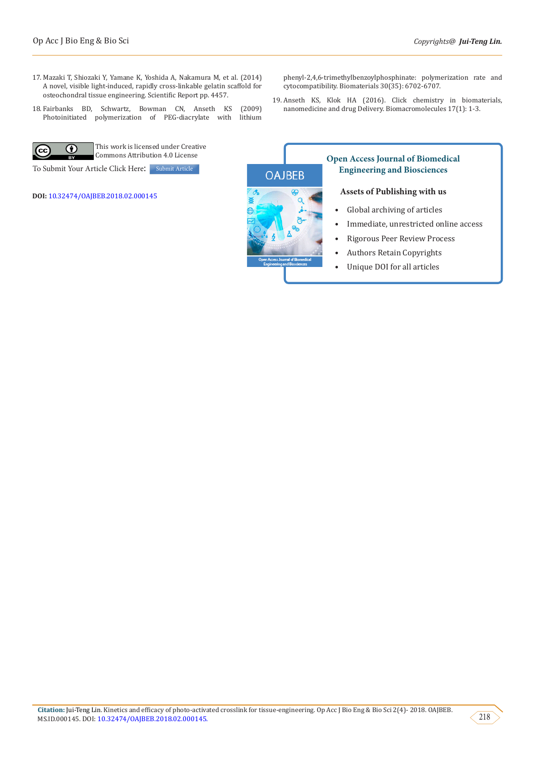17. Mazaki T, Shiozaki Y, Yamane K, Yoshida A, Nakamura M, et al. (2014) A novel, visible light-induced, rapidly cross-linkable gelatin scaffold for osteochondral tissue engineering. Scientific Report pp. 4457.

18. Fairbanks BD, Schwartz, Bowman CN, Anseth KS (2009) Photoinitiated polymerization of PEG-diacrylate with lithium phenyl-2,4,6-trimethylbenzoylphosphinate: polymerization rate and cytocompatibility. Biomaterials 30(35): 6702-6707.

19. Anseth KS, Klok HA (2016). Click chemistry in biomaterials, nanomedicine and drug Delivery. Biomacromolecules 17(1): 1-3.

This work is licensed under Creative Commons Attribution 4.0 License

To Submit Your Article Click Here: Submit Article

**DOI:** 10.32474/OAJBEB.2018.02.000145

**Open Access Journal of Biomedical Engineering and Biosciences**

**Assets of Publishing with us**

- Global archiving of articles
- Immediate, unrestricted online access
- Rigorous Peer Review Process
- Authors Retain Copyrights
- Unique DOI for all articles

**Citation:** Jui-Teng Lin. Kinetics and efficacy of photo-activated crosslink for tissue-engineering. Op Acc J Bio Eng & Bio Sci 2(4)- 2018. OAJBEB. MS.ID.000145. DOI: 10.32474/OAJBEB.2018.02.000145.